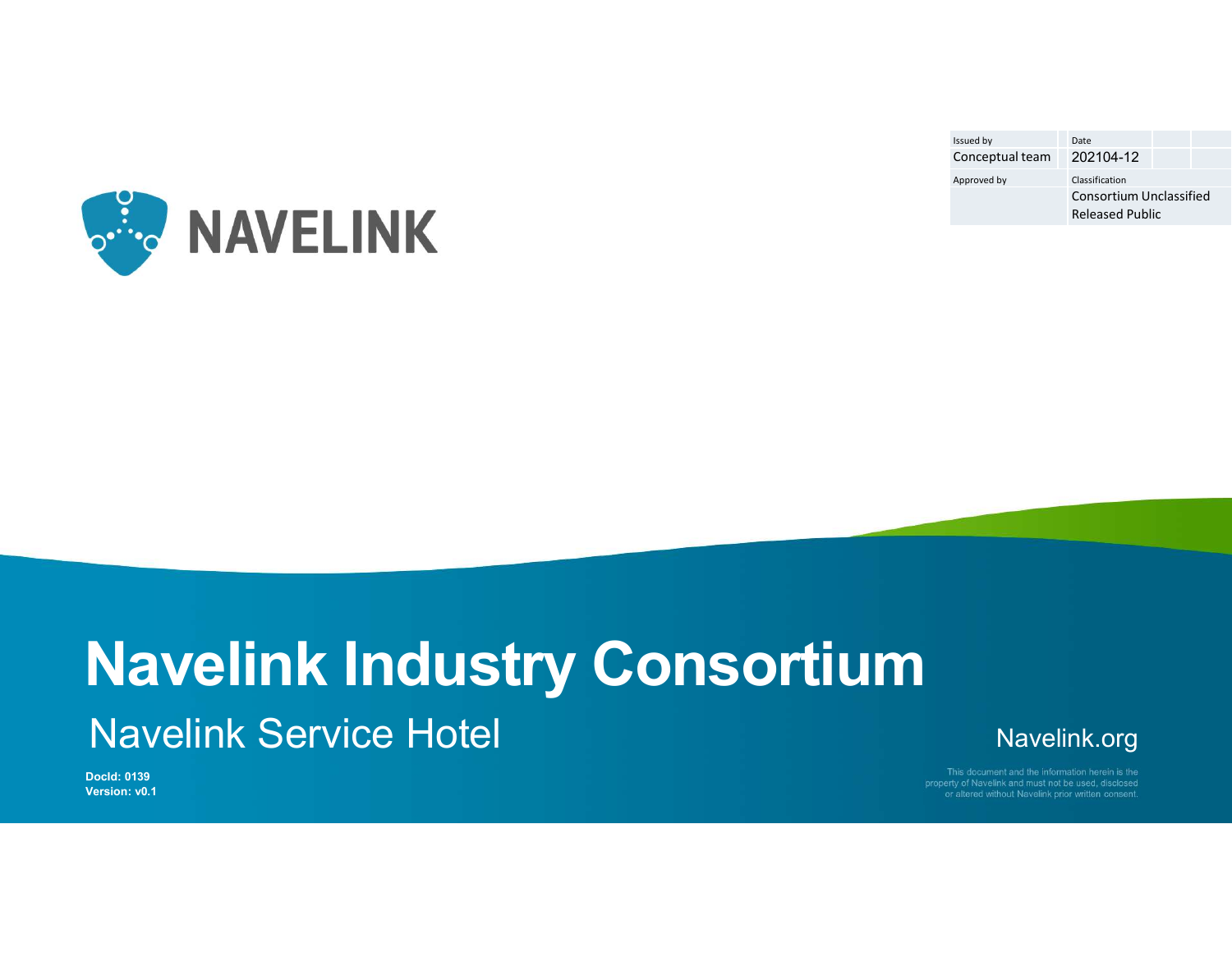| Issued by | Date |
| --- | --- |
| Conceptual team | 202104-12 |
| Approved by | Classification |
| | Consortium Unclassified Released Public |

NAVELINK

# Navelink Industry Consortium

## Navelink Service Hotel

Navelink.org

**DocId: 0139**
**Version: v0.1**

This document and the information herein is the property of Navelink and must not be used, disclosed or altered without Navelink prior written consent.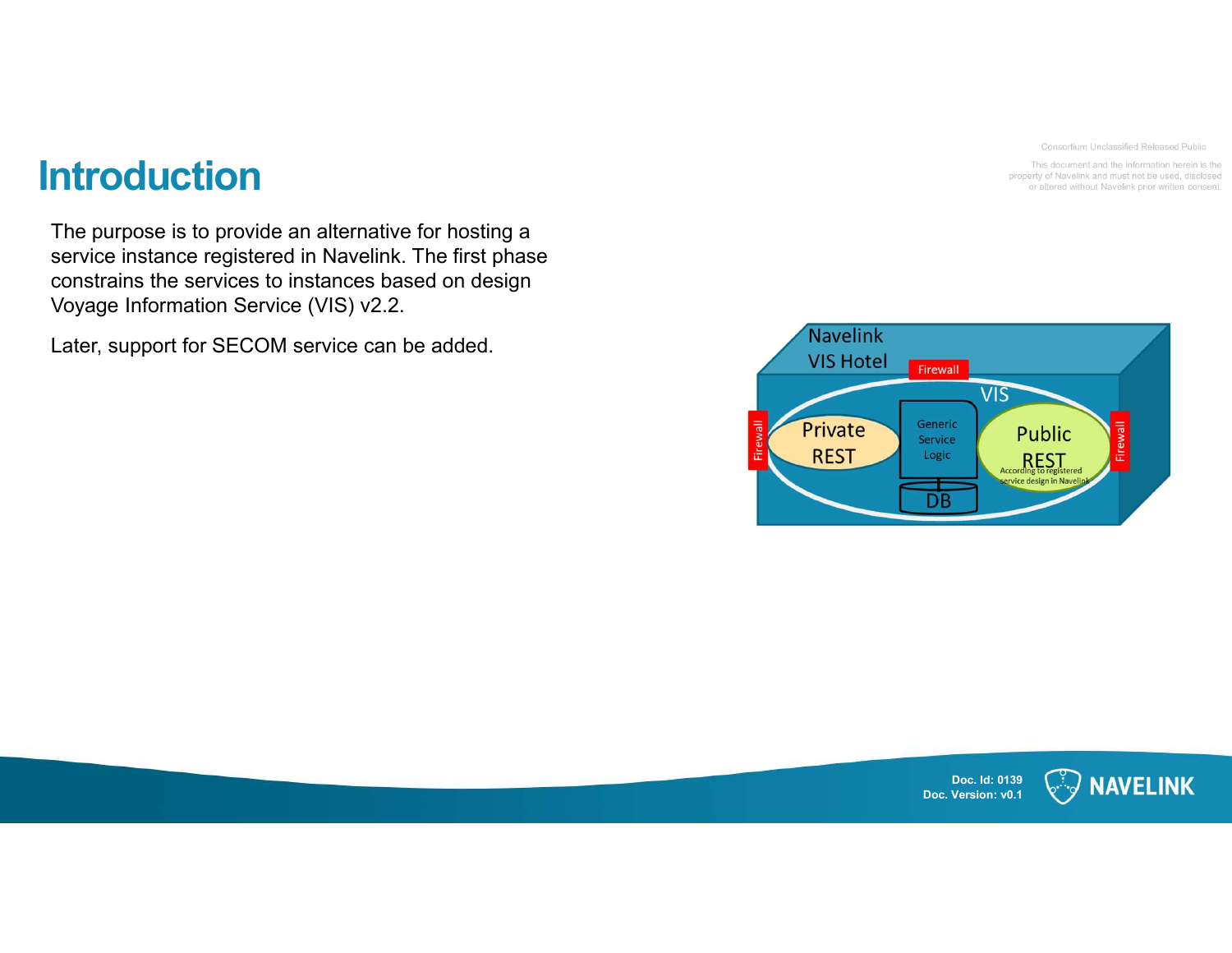# Introduction

Consortium Unclassified Released Public

This document and the information herein is the property of Navelink and must not be used, disclosed or altered without Navelink prior written consent.

The purpose is to provide an alternative for hosting a service instance registered in Navelink. The first phase constrains the services to instances based on design Voyage Information Service (VIS) v2.2.

Later, support for SECOM service can be added.

Navelink VIS Hotel

Firewall

VIS

Firewall

Private REST

Generic Service Logic

DB

Public REST

According to registered service design in Navelink

Firewall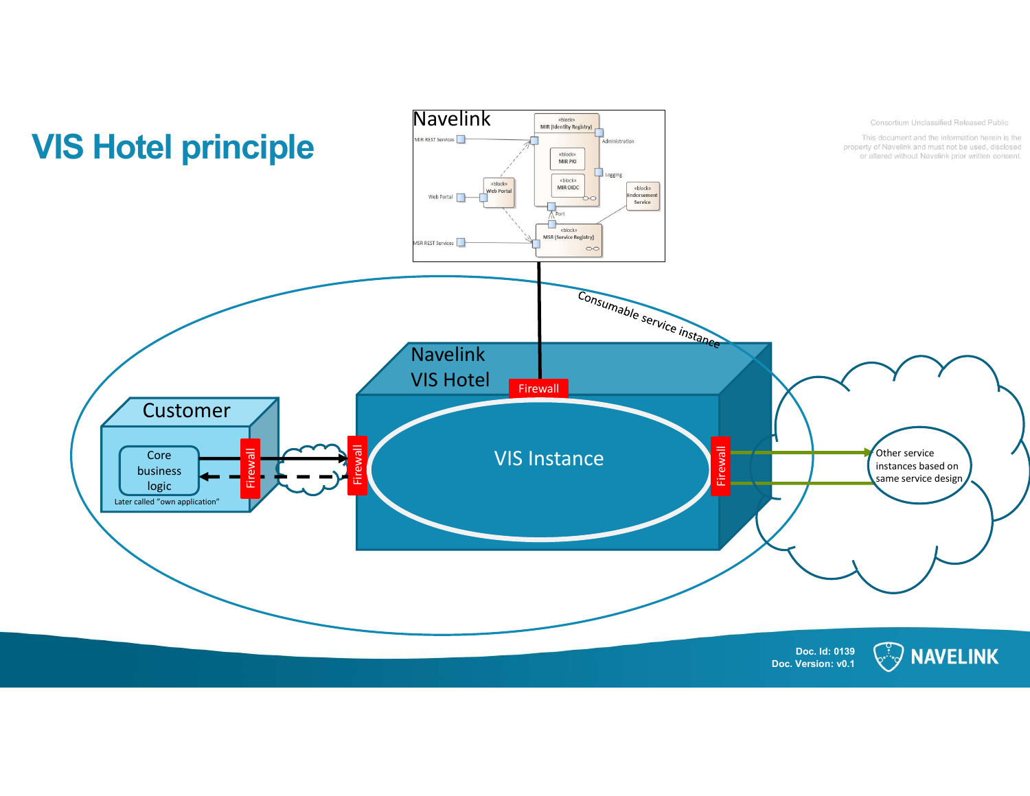# VIS Hotel principle

Consortium Unclassified Released Public

This document and the information herein is the property of Navelink and must not be used, disclosed or altered without Navelink prior written consent.

Navelink

- MIR REST Services
- «block» MIR (Identity Registry)
- Administration
- «block» MIR PKI
- Logging
- «block» Web Portal
- «block» MIR OIDC
- Web Portal
- «block» Endorsement Service
- Port
- «block» MSR (Service Registry)
- MSR REST Services

Consumable service instance

Navelink VIS Hotel

Firewall

Customer

Core business logic

Later called "own application"

Firewall

Firewall

VIS Instance

Firewall

Other service instances based on same service design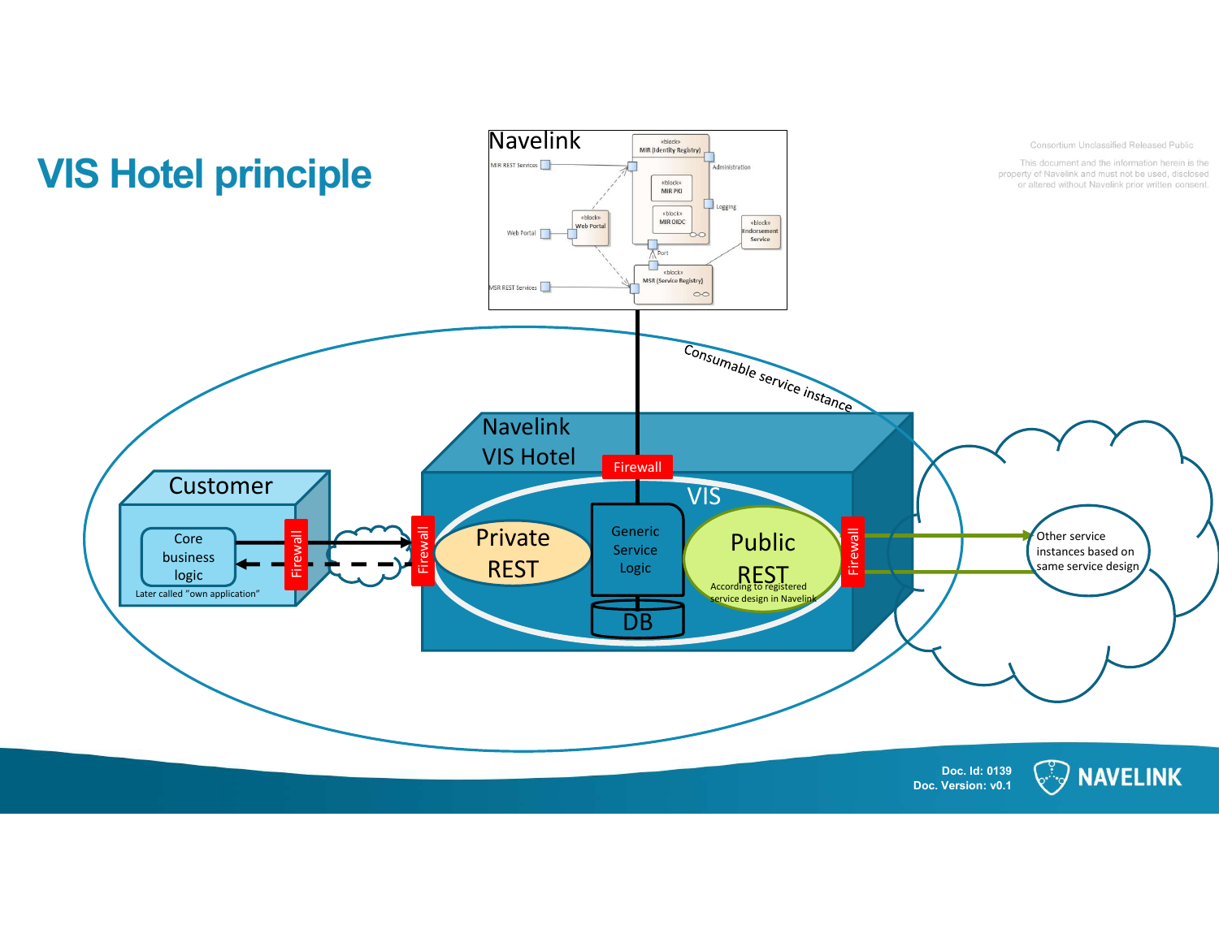# VIS Hotel principle

Consortium Unclassified Released Public

This document and the information herein is the property of Navelink and must not be used, disclosed or altered without Navelink prior written consent.

Navelink

MIR REST Services

«block» MIR (Identity Registry)

Administration

«block» MIR PKI

Logging

«block» MIR OIDC

«block» Web Portal

Web Portal

«block» Endorsement Service

Port

«block» MSR (Service Registry)

MSR REST Services

Consumable service instance

Navelink VIS Hotel

Firewall

VIS

Customer

Core business logic

Later called "own application"

Firewall

Firewall

Private REST

Generic Service Logic

DB

Public REST

According to registered service design in Navelink

Firewall

Other service instances based on same service design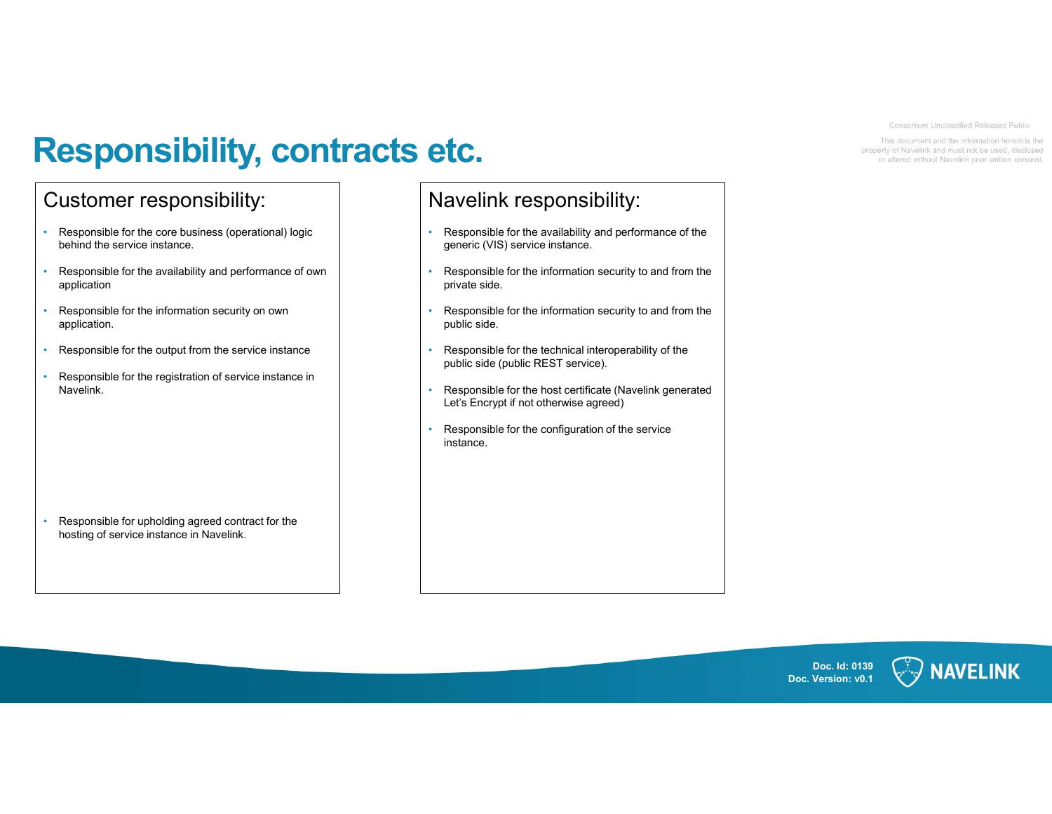# Responsibility, contracts etc.

Consortium Unclassified Released Public

This document and the information herein is the property of Navelink and must not be used, disclosed or altered without Navelink prior written consent.

## Customer responsibility:

- Responsible for the core business (operational) logic behind the service instance.
- Responsible for the availability and performance of own application
- Responsible for the information security on own application.
- Responsible for the output from the service instance
- Responsible for the registration of service instance in Navelink.
- Responsible for upholding agreed contract for the hosting of service instance in Navelink.

## Navelink responsibility:

- Responsible for the availability and performance of the generic (VIS) service instance.
- Responsible for the information security to and from the private side.
- Responsible for the information security to and from the public side.
- Responsible for the technical interoperability of the public side (public REST service).
- Responsible for the host certificate (Navelink generated Let's Encrypt if not otherwise agreed)
- Responsible for the configuration of the service instance.

**Doc. Id: 0139**
**Doc. Version: v0.1**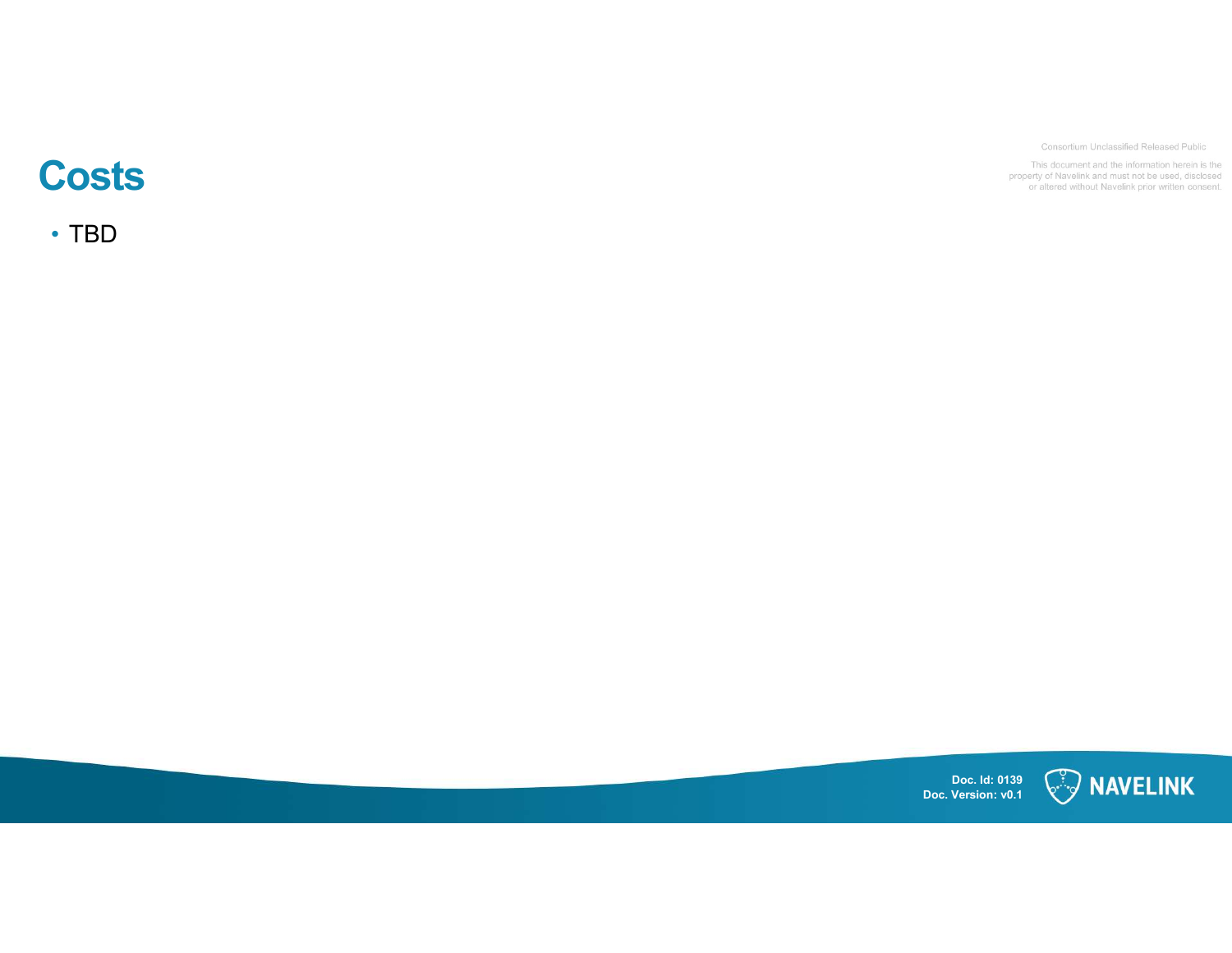# Costs

- TBD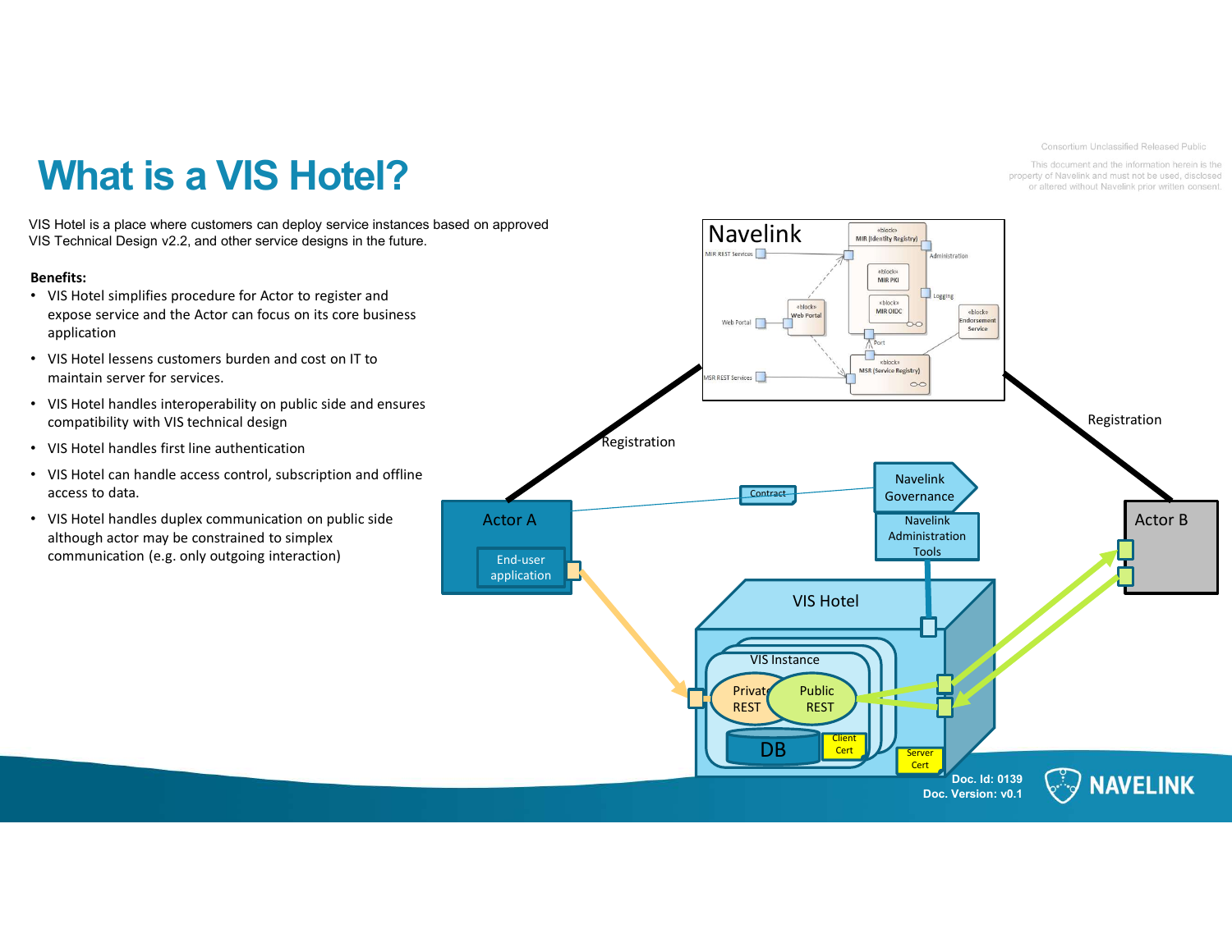# What is a VIS Hotel?

Consortium Unclassified Released Public

This document and the information herein is the property of Navelink and must not be used, disclosed or altered without Navelink prior written consent.

VIS Hotel is a place where customers can deploy service instances based on approved VIS Technical Design v2.2, and other service designs in the future.

**Benefits:**

- VIS Hotel simplifies procedure for Actor to register and expose service and the Actor can focus on its core business application
- VIS Hotel lessens customers burden and cost on IT to maintain server for services.
- VIS Hotel handles interoperability on public side and ensures compatibility with VIS technical design
- VIS Hotel handles first line authentication
- VIS Hotel can handle access control, subscription and offline access to data.
- VIS Hotel handles duplex communication on public side although actor may be constrained to simplex communication (e.g. only outgoing interaction)

Doc. Id: 0139
Doc. Version: v0.1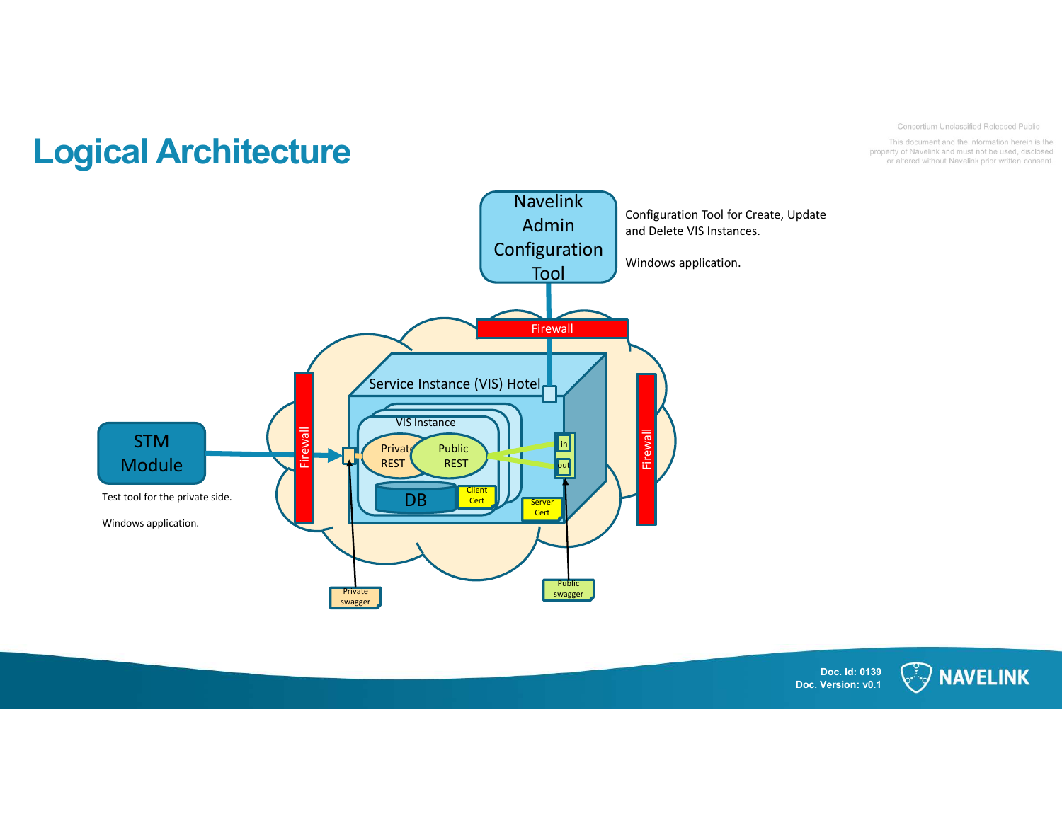# Logical Architecture

Consortium Unclassified Released Public

This document and the information herein is the property of Navelink and must not be used, disclosed or altered without Navelink prior written consent.

Navelink Admin Configuration Tool

Configuration Tool for Create, Update and Delete VIS Instances.

Windows application.

Firewall

Service Instance (VIS) Hotel

VIS Instance

Private REST

Public REST

DB

Client Cert

Server Cert

in

out

Firewall

Firewall

STM Module

Test tool for the private side.

Windows application.

Private swagger

Public swagger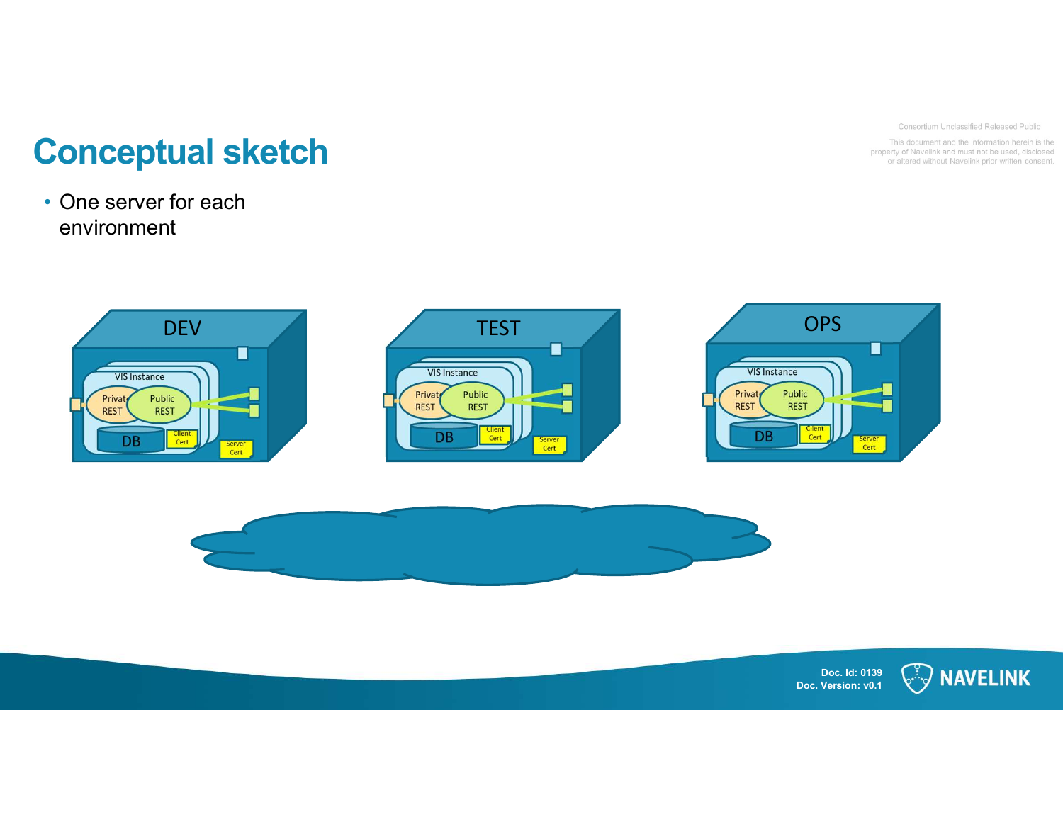# Conceptual sketch

- One server for each environment

DEV

VIS Instance

Private REST

Public REST

DB

Client Cert

Server Cert

TEST

VIS Instance

Private REST

Public REST

DB

Client Cert

Server Cert

OPS

VIS Instance

Private REST

Public REST

DB

Client Cert

Server Cert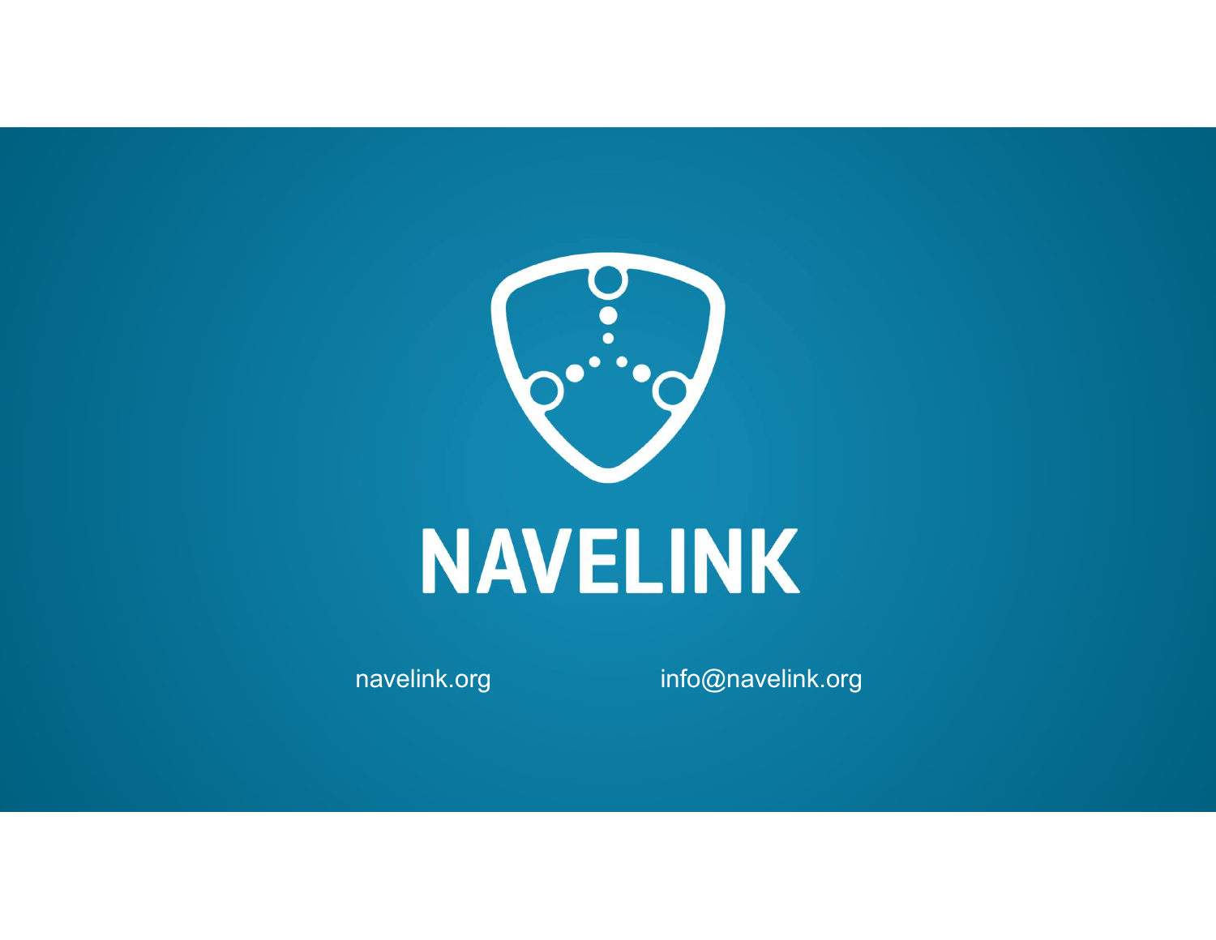# NAVELINK

navelink.org

info@navelink.org